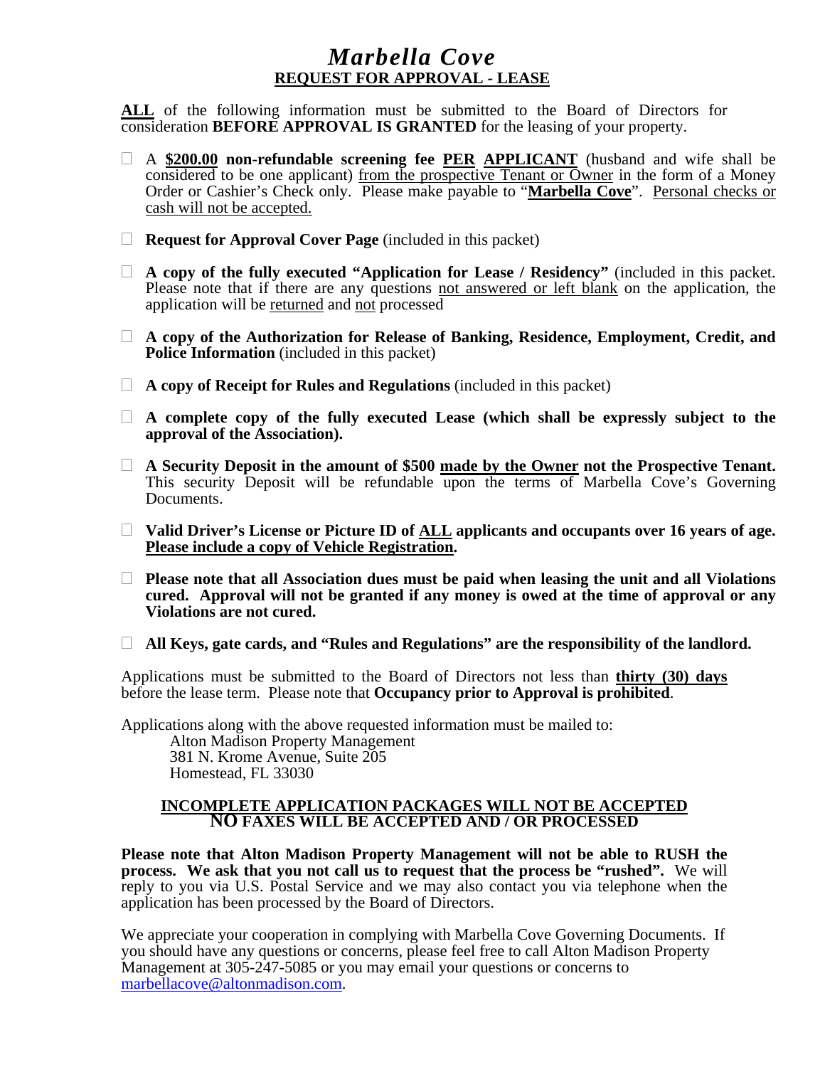# *Marbella Cove*

## REQUEST FOR APPROVAL - LEASE

**ALL** of the following information must be submitted to the Board of Directors for consideration **BEFORE APPROVAL IS GRANTED** for the leasing of your property.

- ☐ A **$200.00 non-refundable screening fee PER APPLICANT** (husband and wife shall be considered to be one applicant) from the prospective Tenant or Owner in the form of a Money Order or Cashier's Check only. Please make payable to "**Marbella Cove**". Personal checks or cash will not be accepted.

- ☐ **Request for Approval Cover Page** (included in this packet)

- ☐ **A copy of the fully executed "Application for Lease / Residency"** (included in this packet. Please note that if there are any questions not answered or left blank on the application, the application will be returned and not processed

- ☐ **A copy of the Authorization for Release of Banking, Residence, Employment, Credit, and Police Information** (included in this packet)

- ☐ **A copy of Receipt for Rules and Regulations** (included in this packet)

- ☐ **A complete copy of the fully executed Lease (which shall be expressly subject to the approval of the Association).**

- ☐ **A Security Deposit in the amount of $500 made by the Owner not the Prospective Tenant.** This security Deposit will be refundable upon the terms of Marbella Cove's Governing Documents.

- ☐ **Valid Driver's License or Picture ID of ALL applicants and occupants over 16 years of age. Please include a copy of Vehicle Registration.**

- ☐ **Please note that all Association dues must be paid when leasing the unit and all Violations cured. Approval will not be granted if any money is owed at the time of approval or any Violations are not cured.**

- ☐ **All Keys, gate cards, and "Rules and Regulations" are the responsibility of the landlord.**

Applications must be submitted to the Board of Directors not less than **thirty (30) days** before the lease term. Please note that **Occupancy prior to Approval is prohibited**.

Applications along with the above requested information must be mailed to:

Alton Madison Property Management
381 N. Krome Avenue, Suite 205
Homestead, FL 33030

**INCOMPLETE APPLICATION PACKAGES WILL NOT BE ACCEPTED**
**NO FAXES WILL BE ACCEPTED AND / OR PROCESSED**

**Please note that Alton Madison Property Management will not be able to RUSH the process. We ask that you not call us to request that the process be "rushed".** We will reply to you via U.S. Postal Service and we may also contact you via telephone when the application has been processed by the Board of Directors.

We appreciate your cooperation in complying with Marbella Cove Governing Documents. If you should have any questions or concerns, please feel free to call Alton Madison Property Management at 305-247-5085 or you may email your questions or concerns to marbellacove@altonmadison.com.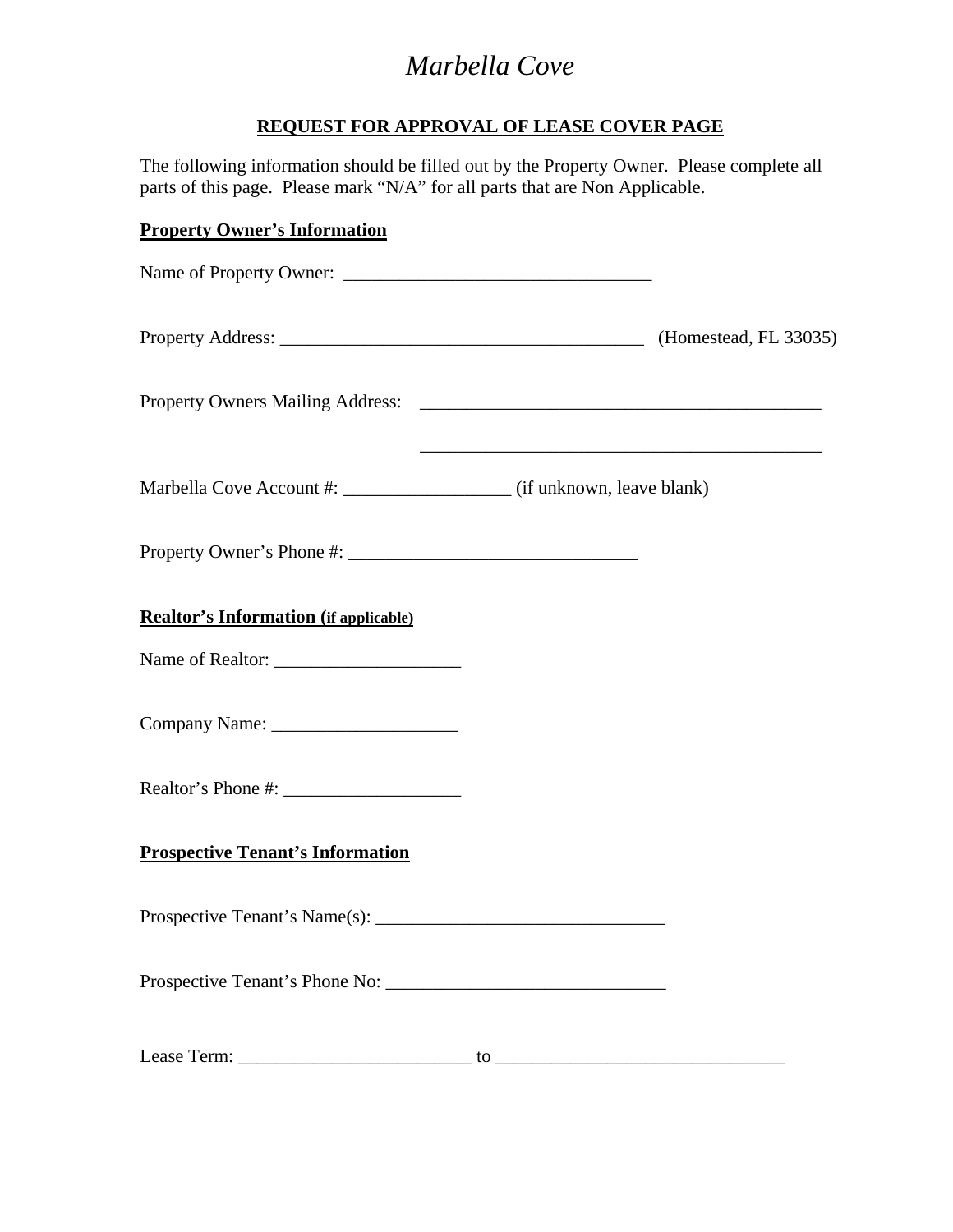# *Marbella Cove*

## REQUEST FOR APPROVAL OF LEASE COVER PAGE

The following information should be filled out by the Property Owner. Please complete all parts of this page. Please mark "N/A" for all parts that are Non Applicable.

**Property Owner's Information**

Name of Property Owner: _________________________________

Property Address: _______________________________________ (Homestead, FL 33035)

Property Owners Mailing Address: ___________________________________________

___________________________________________

Marbella Cove Account #: _________________ (if unknown, leave blank)

Property Owner's Phone #: ______________________________

**Realtor's Information (if applicable)**

Name of Realtor: ____________________

Company Name: ____________________

Realtor's Phone #: ___________________

**Prospective Tenant's Information**

Prospective Tenant's Name(s): ______________________________

Prospective Tenant's Phone No: _____________________________

Lease Term: ________________________ to ______________________________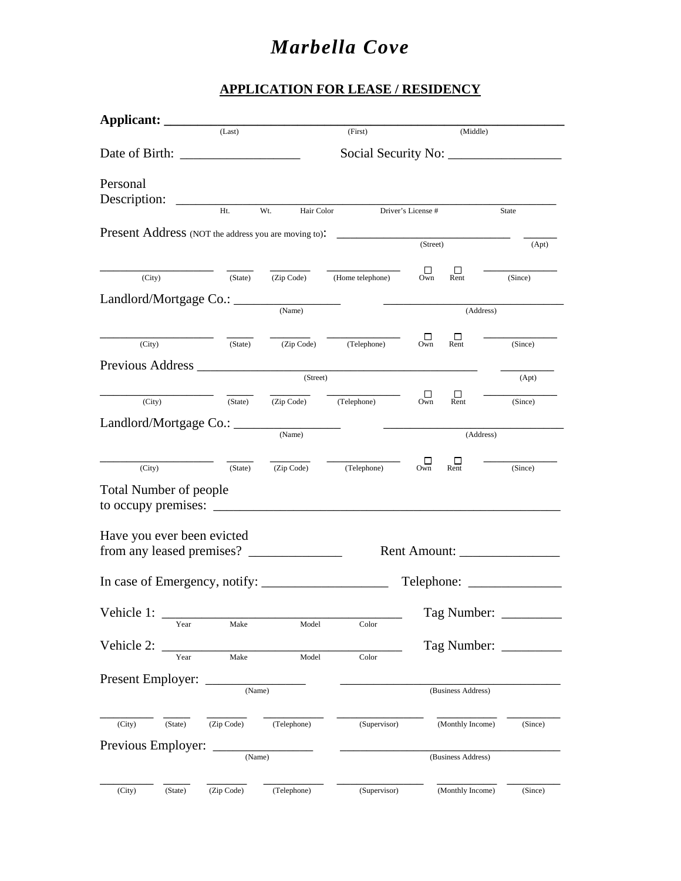# *Marbella Cove*

## APPLICATION FOR LEASE / RESIDENCY

**Applicant:** ______________________________________________
(Last) (First) (Middle)

Date of Birth: __________________ Social Security No: _________________

Personal Description: ______________________________________________
Ht. Wt. Hair Color Driver's License # State

Present Address (NOT the address you are moving to): ___________________________ _____
(Street) (Apt)

__________________ _____ _______ _____________ ☐ Own ☐ Rent ____________
(City) (State) (Zip Code) (Home telephone) (Since)

Landlord/Mortgage Co.: ________________ _____________________________
(Name) (Address)

__________________ _____ _______ _____________ ☐ Own ☐ Rent ____________
(City) (State) (Zip Code) (Telephone) (Since)

Previous Address ____________________________________________ ________
(Street) (Apt)

__________________ _____ _______ _____________ ☐ Own ☐ Rent ____________
(City) (State) (Zip Code) (Telephone) (Since)

Landlord/Mortgage Co.: ________________ _____________________________
(Name) (Address)

__________________ _____ _______ _____________ ☐ Own ☐ Rent ____________
(City) (State) (Zip Code) (Telephone) (Since)

Total Number of people to occupy premises: ______________________________________________

Have you ever been evicted from any leased premises? ______________ Rent Amount: _______________

In case of Emergency, notify: ___________________ Telephone: ______________

Vehicle 1: ___________________________________ Tag Number: _________
Year Make Model Color

Vehicle 2: ___________________________________ Tag Number: _________
Year Make Model Color

Present Employer: _______________ __________________________________
(Name) (Business Address)

________ _____ _______ __________ ______________ __________ ________
(City) (State) (Zip Code) (Telephone) (Supervisor) (Monthly Income) (Since)

Previous Employer: _______________ __________________________________
(Name) (Business Address)

________ _____ _______ __________ ______________ __________ ________
(City) (State) (Zip Code) (Telephone) (Supervisor) (Monthly Income) (Since)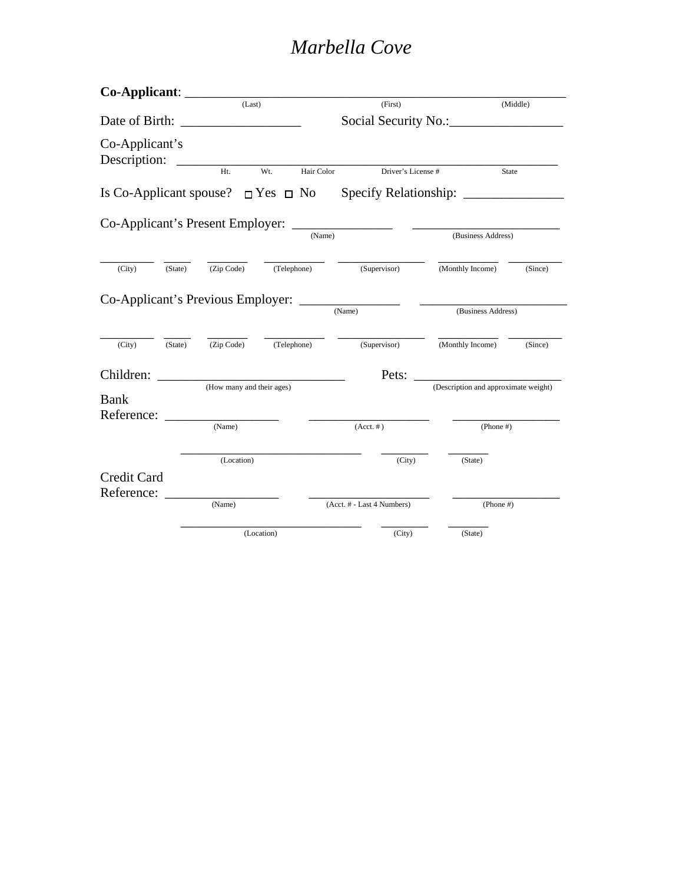# *Marbella Cove*

**Co-Applicant**: ______________________________________________________________
(Last) (First) (Middle)

Date of Birth: ___________________ Social Security No.:__________________

Co-Applicant's Description: ______________________________________________________________
Ht. Wt. Hair Color Driver's License # State

Is Co-Applicant spouse? ☐ Yes ☐ No Specify Relationship: _______________

Co-Applicant's Present Employer: _______________ _______________________
(Name) (Business Address)

_________ _____ _______ __________ ______________ __________ _________
(City) (State) (Zip Code) (Telephone) (Supervisor) (Monthly Income) (Since)

Co-Applicant's Previous Employer: _______________ _______________________
(Name) (Business Address)

_________ _____ _______ __________ ______________ __________ _________
(City) (State) (Zip Code) (Telephone) (Supervisor) (Monthly Income) (Since)

Children: _____________________________ Pets: _______________________
(How many and their ages) (Description and approximate weight)

Bank Reference: __________________ ___________________ _________________
(Name) (Acct. # ) (Phone #)

_____________________________ ________ _______
(Location) (City) (State)

Credit Card Reference: __________________ ___________________ _________________
(Name) (Acct. # - Last 4 Numbers) (Phone #)

_____________________________ ________ _______
(Location) (City) (State)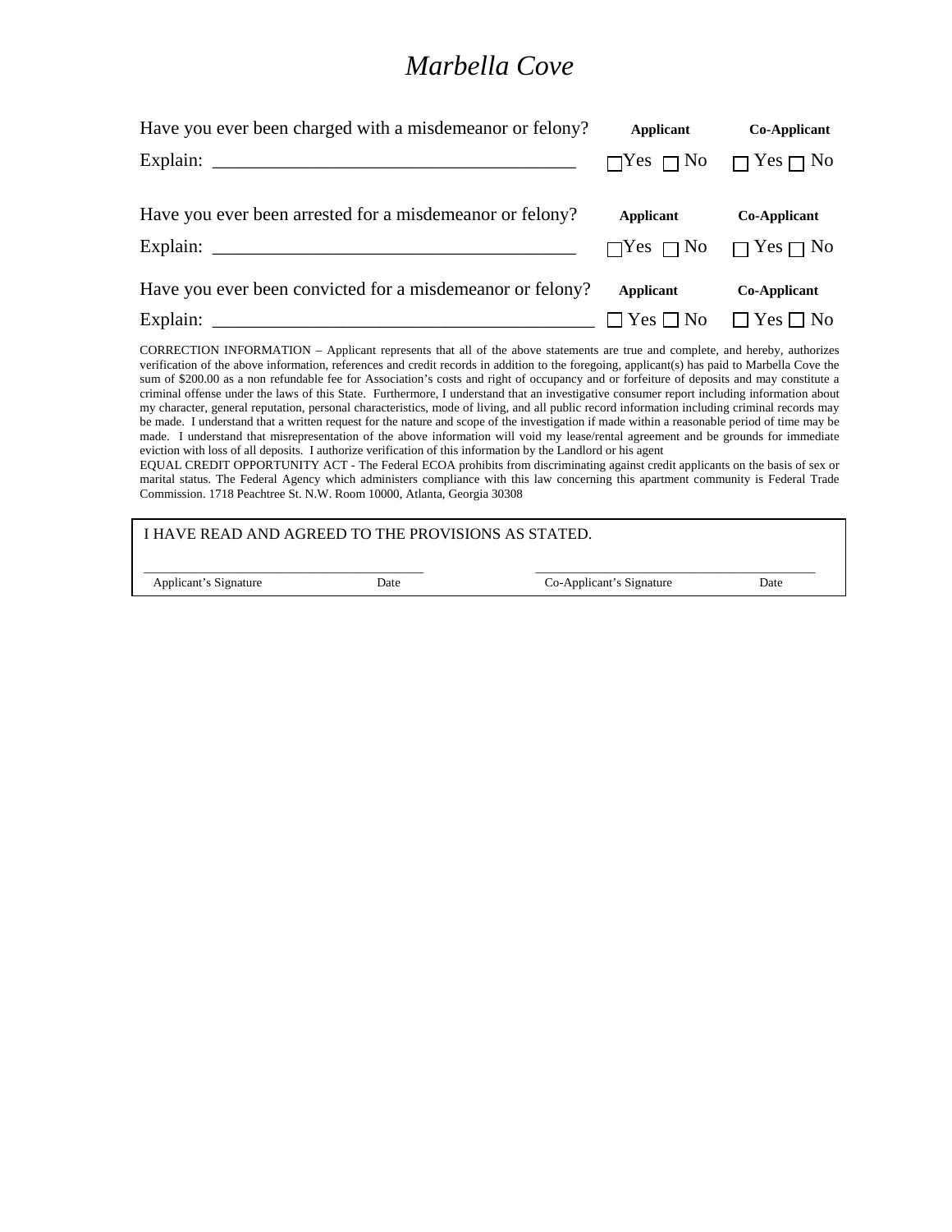# *Marbella Cove*

| Have you ever been charged with a misdemeanor or felony? | **Applicant** | **Co-Applicant** |
|---|---|---|
| Explain: ________________________________________ | ☐Yes ☐ No | ☐ Yes ☐ No |
| Have you ever been arrested for a misdemeanor or felony? | **Applicant** | **Co-Applicant** |
| Explain: ________________________________________ | ☐Yes ☐ No | ☐ Yes ☐ No |
| Have you ever been convicted for a misdemeanor or felony? | **Applicant** | **Co-Applicant** |
| Explain: ________________________________________ | ☐ Yes ☐ No | ☐ Yes ☐ No |

CORRECTION INFORMATION – Applicant represents that all of the above statements are true and complete, and hereby, authorizes verification of the above information, references and credit records in addition to the foregoing, applicant(s) has paid to Marbella Cove the sum of $200.00 as a non refundable fee for Association's costs and right of occupancy and or forfeiture of deposits and may constitute a criminal offense under the laws of this State. Furthermore, I understand that an investigative consumer report including information about my character, general reputation, personal characteristics, mode of living, and all public record information including criminal records may be made. I understand that a written request for the nature and scope of the investigation if made within a reasonable period of time may be made. I understand that misrepresentation of the above information will void my lease/rental agreement and be grounds for immediate eviction with loss of all deposits. I authorize verification of this information by the Landlord or his agent

EQUAL CREDIT OPPORTUNITY ACT - The Federal ECOA prohibits from discriminating against credit applicants on the basis of sex or marital status. The Federal Agency which administers compliance with this law concerning this apartment community is Federal Trade Commission. 1718 Peachtree St. N.W. Room 10000, Atlanta, Georgia 30308

I HAVE READ AND AGREED TO THE PROVISIONS AS STATED.

_______________________________________ _______________________________________

Applicant's Signature Date Co-Applicant's Signature Date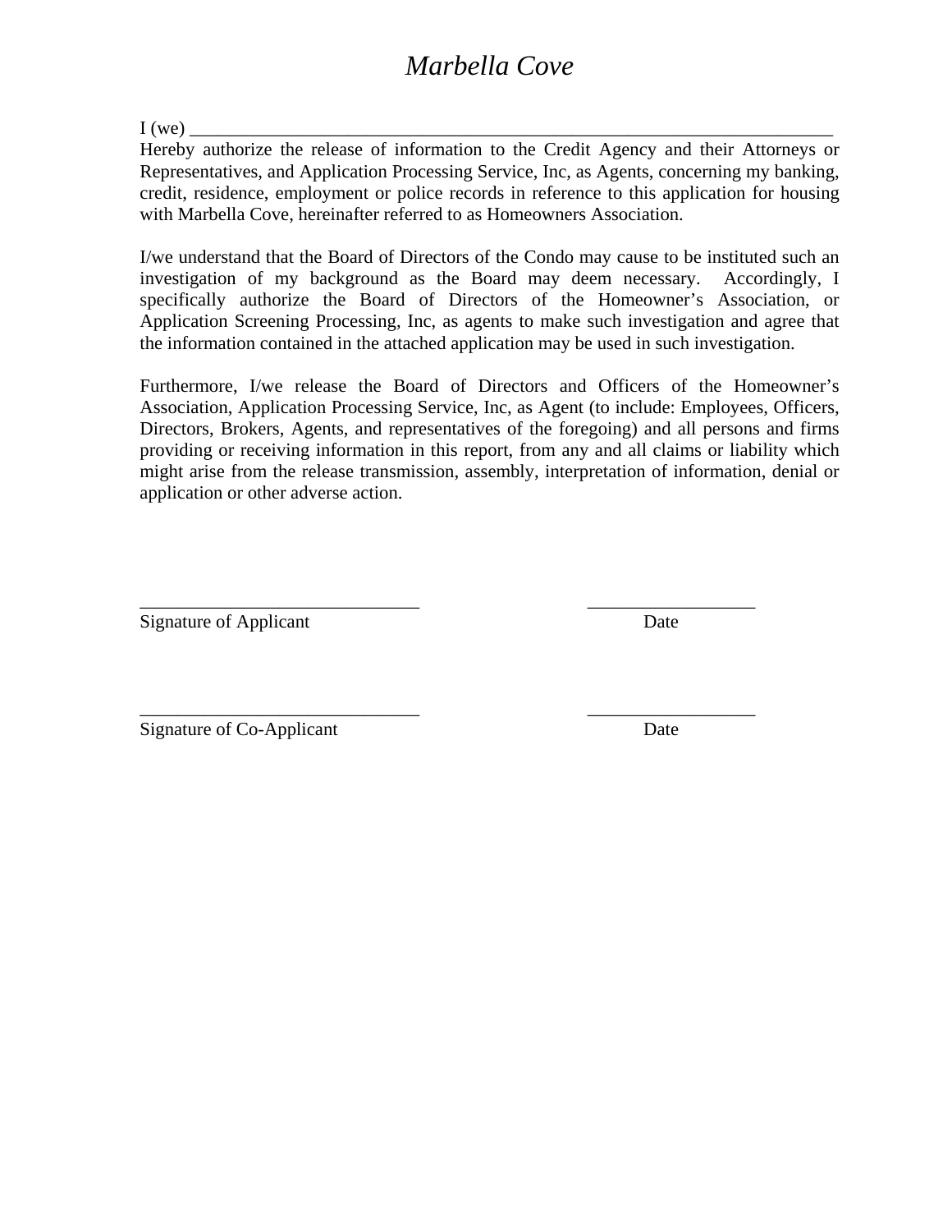# *Marbella Cove*

I (we) ________________________________________________________________________
Hereby authorize the release of information to the Credit Agency and their Attorneys or Representatives, and Application Processing Service, Inc, as Agents, concerning my banking, credit, residence, employment or police records in reference to this application for housing with Marbella Cove, hereinafter referred to as Homeowners Association.

I/we understand that the Board of Directors of the Condo may cause to be instituted such an investigation of my background as the Board may deem necessary. Accordingly, I specifically authorize the Board of Directors of the Homeowner's Association, or Application Screening Processing, Inc, as agents to make such investigation and agree that the information contained in the attached application may be used in such investigation.

Furthermore, I/we release the Board of Directors and Officers of the Homeowner's Association, Application Processing Service, Inc, as Agent (to include: Employees, Officers, Directors, Brokers, Agents, and representatives of the foregoing) and all persons and firms providing or receiving information in this report, from any and all claims or liability which might arise from the release transmission, assembly, interpretation of information, denial or application or other adverse action.

______________________________ __________________
Signature of Applicant Date

______________________________ __________________
Signature of Co-Applicant Date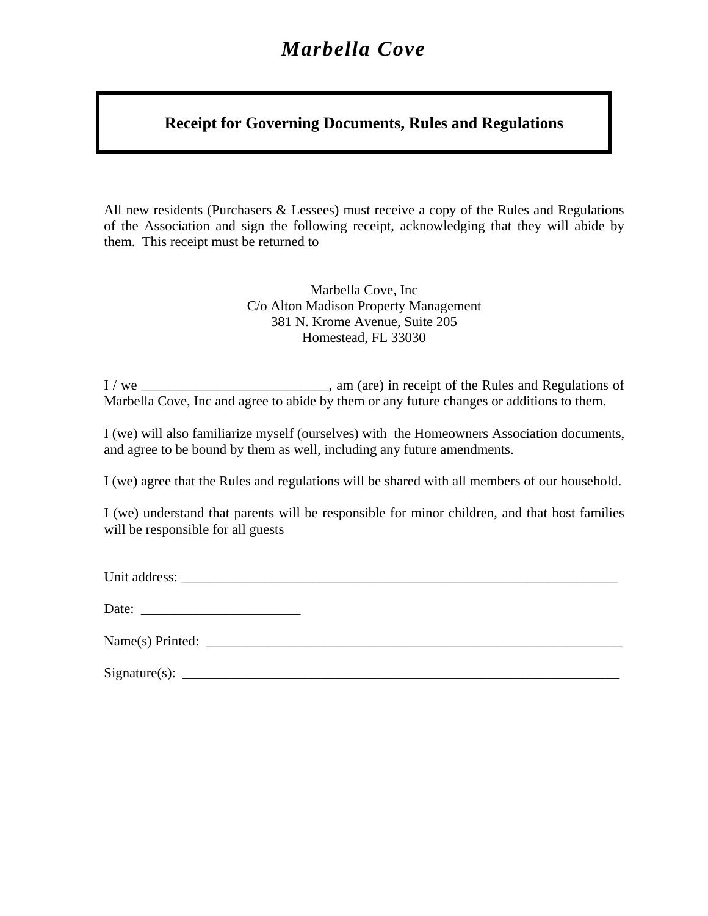# *Marbella Cove*

## Receipt for Governing Documents, Rules and Regulations

All new residents (Purchasers & Lessees) must receive a copy of the Rules and Regulations of the Association and sign the following receipt, acknowledging that they will abide by them. This receipt must be returned to

Marbella Cove, Inc
C/o Alton Madison Property Management
381 N. Krome Avenue, Suite 205
Homestead, FL 33030

I / we ___________________________, am (are) in receipt of the Rules and Regulations of Marbella Cove, Inc and agree to abide by them or any future changes or additions to them.

I (we) will also familiarize myself (ourselves) with the Homeowners Association documents, and agree to be bound by them as well, including any future amendments.

I (we) agree that the Rules and regulations will be shared with all members of our household.

I (we) understand that parents will be responsible for minor children, and that host families will be responsible for all guests

Unit address: ___________________________________________________________________

Date: _______________________

Name(s) Printed: ______________________________________________________________

Signature(s): ___________________________________________________________________